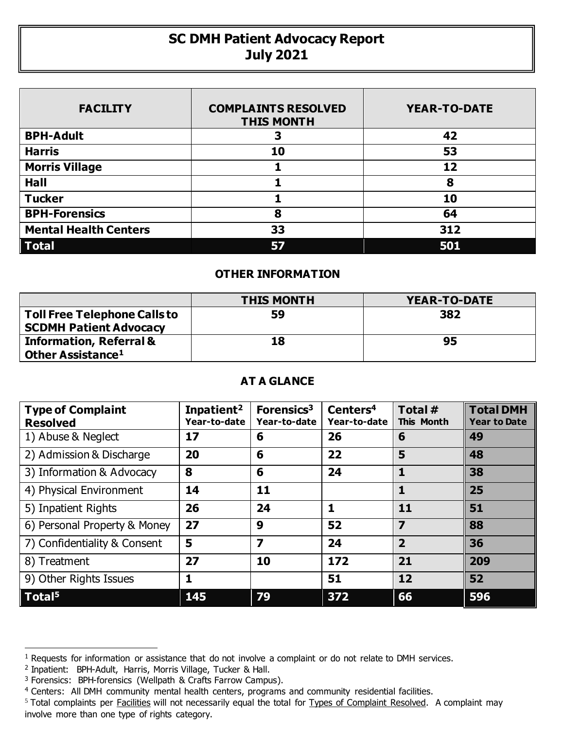# SC DMH Patient Advocacy Report
## July 2021

| FACILITY | COMPLAINTS RESOLVED THIS MONTH | YEAR-TO-DATE |
|---|---|---|
| **BPH-Adult** | **3** | **42** |
| **Harris** | **10** | **53** |
| **Morris Village** | **1** | **12** |
| **Hall** | **1** | **8** |
| **Tucker** | **1** | **10** |
| **BPH-Forensics** | **8** | **64** |
| **Mental Health Centers** | **33** | **312** |
| **Total** | **57** | **501** |

### OTHER INFORMATION

| | THIS MONTH | YEAR-TO-DATE |
|---|---|---|
| **Toll Free Telephone Calls to SCDMH Patient Advocacy** | **59** | **382** |
| **Information, Referral & Other Assistance[1]** | **18** | **95** |

### AT A GLANCE

| Type of Complaint Resolved | Inpatient[2] Year-to-date | Forensics[3] Year-to-date | Centers[4] Year-to-date | Total # This Month | Total DMH Year to Date |
|---|---|---|---|---|---|
| 1) Abuse & Neglect | **17** | **6** | **26** | **6** | **49** |
| 2) Admission & Discharge | **20** | **6** | **22** | **5** | **48** |
| 3) Information & Advocacy | **8** | **6** | **24** | **1** | **38** |
| 4) Physical Environment | **14** | **11** | | **1** | **25** |
| 5) Inpatient Rights | **26** | **24** | **1** | **11** | **51** |
| 6) Personal Property & Money | **27** | **9** | **52** | **7** | **88** |
| 7) Confidentiality & Consent | **5** | **7** | **24** | **2** | **36** |
| 8) Treatment | **27** | **10** | **172** | **21** | **209** |
| 9) Other Rights Issues | **1** | | **51** | **12** | **52** |
| **Total[5]** | **145** | **79** | **372** | **66** | **596** |

---

[1] Requests for information or assistance that do not involve a complaint or do not relate to DMH services.

[2] Inpatient: BPH-Adult, Harris, Morris Village, Tucker & Hall.

[3] Forensics: BPH-forensics (Wellpath & Crafts Farrow Campus).

[4] Centers: All DMH community mental health centers, programs and community residential facilities.

[5] Total complaints per Facilities will not necessarily equal the total for Types of Complaint Resolved. A complaint may involve more than one type of rights category.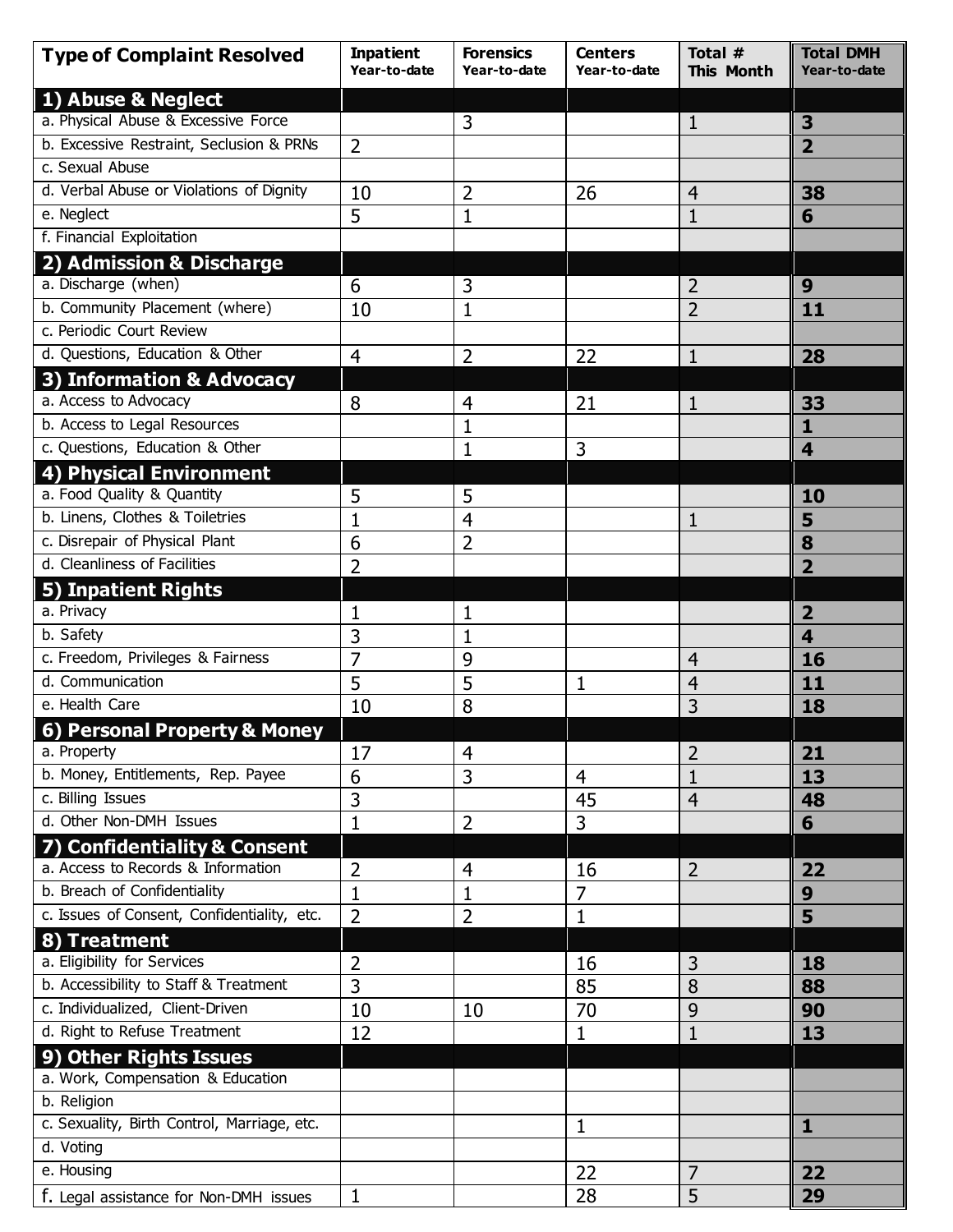| Type of Complaint Resolved | Inpatient Year-to-date | Forensics Year-to-date | Centers Year-to-date | Total # This Month | Total DMH Year-to-date |
|---|---|---|---|---|---|
| **1) Abuse & Neglect** | | | | | |
| a. Physical Abuse & Excessive Force | | 3 | | 1 | **3** |
| b. Excessive Restraint, Seclusion & PRNs | 2 | | | | **2** |
| c. Sexual Abuse | | | | | |
| d. Verbal Abuse or Violations of Dignity | 10 | 2 | 26 | 4 | **38** |
| e. Neglect | 5 | 1 | | 1 | **6** |
| f. Financial Exploitation | | | | | |
| **2) Admission & Discharge** | | | | | |
| a. Discharge (when) | 6 | 3 | | 2 | **9** |
| b. Community Placement (where) | 10 | 1 | | 2 | **11** |
| c. Periodic Court Review | | | | | |
| d. Questions, Education & Other | 4 | 2 | 22 | 1 | **28** |
| **3) Information & Advocacy** | | | | | |
| a. Access to Advocacy | 8 | 4 | 21 | 1 | **33** |
| b. Access to Legal Resources | | 1 | | | **1** |
| c. Questions, Education & Other | | 1 | 3 | | **4** |
| **4) Physical Environment** | | | | | |
| a. Food Quality & Quantity | 5 | 5 | | | **10** |
| b. Linens, Clothes & Toiletries | 1 | 4 | | 1 | **5** |
| c. Disrepair of Physical Plant | 6 | 2 | | | **8** |
| d. Cleanliness of Facilities | 2 | | | | **2** |
| **5) Inpatient Rights** | | | | | |
| a. Privacy | 1 | 1 | | | **2** |
| b. Safety | 3 | 1 | | | **4** |
| c. Freedom, Privileges & Fairness | 7 | 9 | | 4 | **16** |
| d. Communication | 5 | 5 | 1 | 4 | **11** |
| e. Health Care | 10 | 8 | | 3 | **18** |
| **6) Personal Property & Money** | | | | | |
| a. Property | 17 | 4 | | 2 | **21** |
| b. Money, Entitlements, Rep. Payee | 6 | 3 | 4 | 1 | **13** |
| c. Billing Issues | 3 | | 45 | 4 | **48** |
| d. Other Non-DMH Issues | 1 | 2 | 3 | | **6** |
| **7) Confidentiality & Consent** | | | | | |
| a. Access to Records & Information | 2 | 4 | 16 | 2 | **22** |
| b. Breach of Confidentiality | 1 | 1 | 7 | | **9** |
| c. Issues of Consent, Confidentiality, etc. | 2 | 2 | 1 | | **5** |
| **8) Treatment** | | | | | |
| a. Eligibility for Services | 2 | | 16 | 3 | **18** |
| b. Accessibility to Staff & Treatment | 3 | | 85 | 8 | **88** |
| c. Individualized, Client-Driven | 10 | 10 | 70 | 9 | **90** |
| d. Right to Refuse Treatment | 12 | | 1 | 1 | **13** |
| **9) Other Rights Issues** | | | | | |
| a. Work, Compensation & Education | | | | | |
| b. Religion | | | | | |
| c. Sexuality, Birth Control, Marriage, etc. | | | 1 | | **1** |
| d. Voting | | | | | |
| e. Housing | | | 22 | 7 | **22** |
| f. Legal assistance for Non-DMH issues | 1 | | 28 | 5 | **29** |